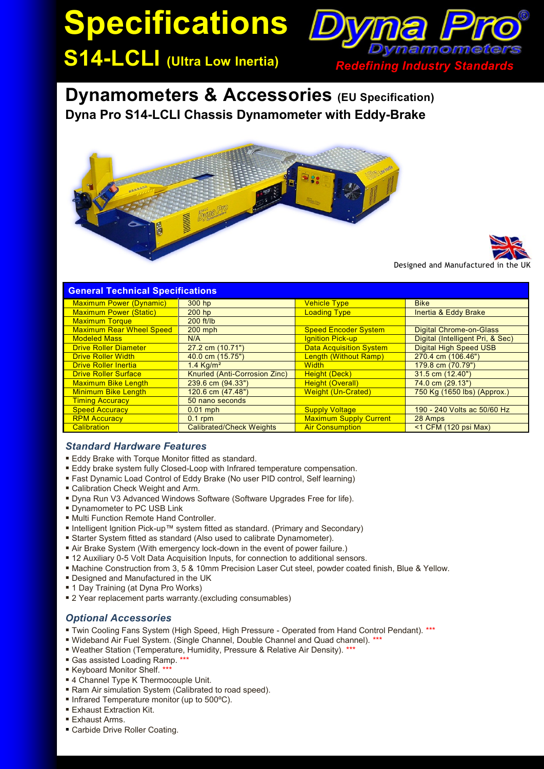# Specifications

## S14-LCLI (Ultra Low Inertia)

Dyna Pro® Dynamometers

*Redefining Industry Standards*

## Dynamometers & Accessories (EU Specification)

### Dyna Pro S14-LCLI Chassis Dynamometer with Eddy-Brake

Designed and Manufactured in the UK

| General Technical Specifications | | | |
|---|---|---|---|
| Maximum Power (Dynamic) | 300 hp | Vehicle Type | Bike |
| Maximum Power (Static) | 200 hp | Loading Type | Inertia & Eddy Brake |
| Maximum Torque | 200 ft/lb | | |
| Maximum Rear Wheel Speed | 200 mph | Speed Encoder System | Digital Chrome-on-Glass |
| Modeled Mass | N/A | Ignition Pick-up | Digital (Intelligent Pri, & Sec) |
| Drive Roller Diameter | 27.2 cm (10.71") | Data Acquisition System | Digital High Speed USB |
| Drive Roller Width | 40.0 cm (15.75") | Length (Without Ramp) | 270.4 cm (106.46") |
| Drive Roller Inertia | 1.4 Kg/m² | Width | 179.8 cm (70.79") |
| Drive Roller Surface | Knurled (Anti-Corrosion Zinc) | Height (Deck) | 31.5 cm (12.40") |
| Maximum Bike Length | 239.6 cm (94.33") | Height (Overall) | 74.0 cm (29.13") |
| Minimum Bike Length | 120.6 cm (47.48") | Weight (Un-Crated) | 750 Kg (1650 lbs) (Approx.) |
| Timing Accuracy | 50 nano seconds | | |
| Speed Accuracy | 0.01 mph | Supply Voltage | 190 - 240 Volts ac 50/60 Hz |
| RPM Accuracy | 0.1 rpm | Maximum Supply Current | 28 Amps |
| Calibration | Calibrated/Check Weights | Air Consumption | <1 CFM (120 psi Max) |

### *Standard Hardware Features*

- Eddy Brake with Torque Monitor fitted as standard.
- Eddy brake system fully Closed-Loop with Infrared temperature compensation.
- Fast Dynamic Load Control of Eddy Brake (No user PID control, Self learning)
- Calibration Check Weight and Arm.
- Dyna Run V3 Advanced Windows Software (Software Upgrades Free for life).
- Dynamometer to PC USB Link
- Multi Function Remote Hand Controller.
- Intelligent Ignition Pick-up™ system fitted as standard. (Primary and Secondary)
- Starter System fitted as standard (Also used to calibrate Dynamometer).
- Air Brake System (With emergency lock-down in the event of power failure.)
- 12 Auxiliary 0-5 Volt Data Acquisition Inputs, for connection to additional sensors.
- Machine Construction from 3, 5 & 10mm Precision Laser Cut steel, powder coated finish, Blue & Yellow.
- Designed and Manufactured in the UK
- 1 Day Training (at Dyna Pro Works)
- 2 Year replacement parts warranty.(excluding consumables)

### *Optional Accessories*

- Twin Cooling Fans System (High Speed, High Pressure - Operated from Hand Control Pendant). ***
- Wideband Air Fuel System. (Single Channel, Double Channel and Quad channel). ***
- Weather Station (Temperature, Humidity, Pressure & Relative Air Density). ***
- Gas assisted Loading Ramp. ***
- Keyboard Monitor Shelf. ***
- 4 Channel Type K Thermocouple Unit.
- Ram Air simulation System (Calibrated to road speed).
- Infrared Temperature monitor (up to 500ºC).
- Exhaust Extraction Kit.
- Exhaust Arms.
- Carbide Drive Roller Coating.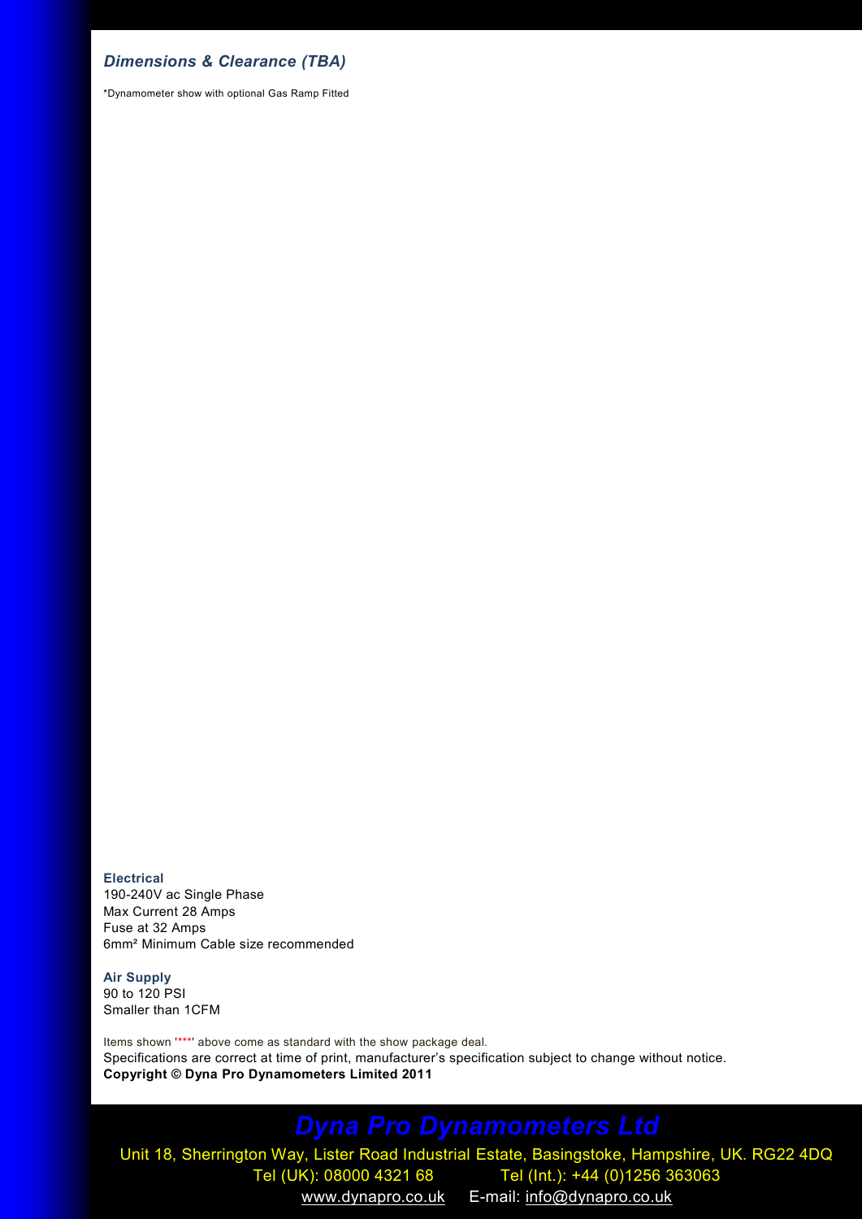### *Dimensions & Clearance (TBA)*

*Dynamometer show with optional Gas Ramp Fitted

**Electrical**

190-240V ac Single Phase
Max Current 28 Amps
Fuse at 32 Amps
6mm² Minimum Cable size recommended

**Air Supply**

90 to 120 PSI
Smaller than 1CFM

Items shown '***' above come as standard with the show package deal.

Specifications are correct at time of print, manufacturer's specification subject to change without notice.

**Copyright © Dyna Pro Dynamometers Limited 2011**

## *Dyna Pro Dynamometers Ltd*

Unit 18, Sherrington Way, Lister Road Industrial Estate, Basingstoke, Hampshire, UK. RG22 4DQ
Tel (UK): 08000 4321 68 Tel (Int.): +44 (0)1256 363063
www.dynapro.co.uk E-mail: info@dynapro.co.uk